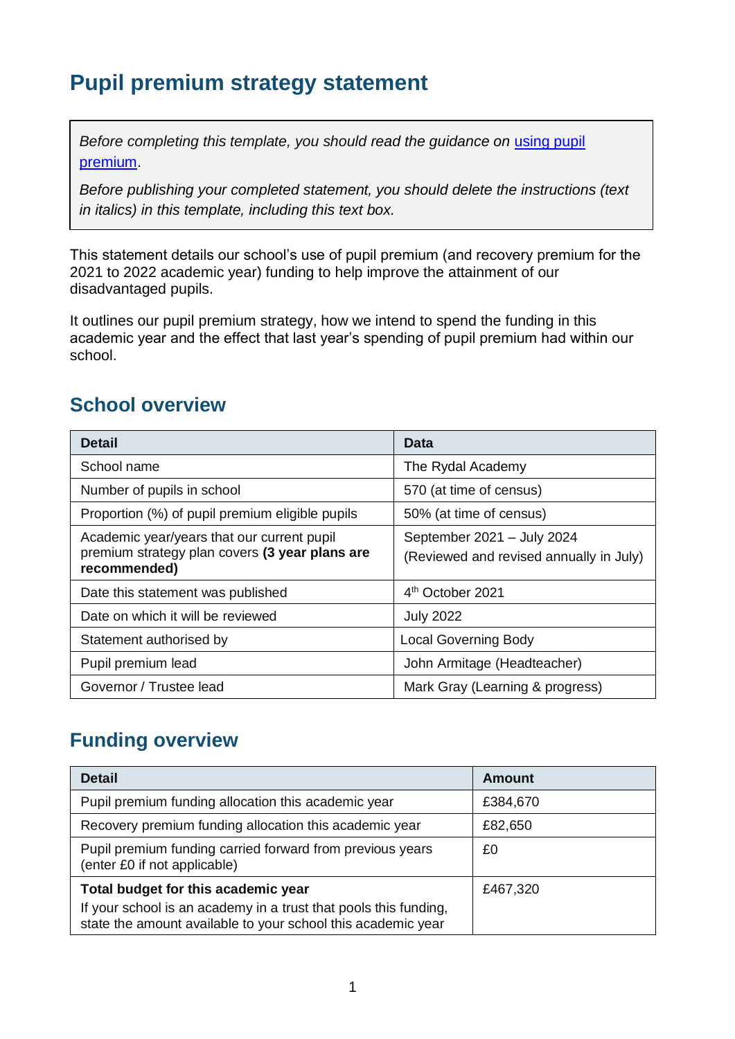# Pupil premium strategy statement

> *Before completing this template, you should read the guidance on [using pupil premium](#).*
>
> *Before publishing your completed statement, you should delete the instructions (text in italics) in this template, including this text box.*

This statement details our school's use of pupil premium (and recovery premium for the 2021 to 2022 academic year) funding to help improve the attainment of our disadvantaged pupils.

It outlines our pupil premium strategy, how we intend to spend the funding in this academic year and the effect that last year's spending of pupil premium had within our school.

## School overview

| Detail | Data |
| --- | --- |
| School name | The Rydal Academy |
| Number of pupils in school | 570 (at time of census) |
| Proportion (%) of pupil premium eligible pupils | 50% (at time of census) |
| Academic year/years that our current pupil premium strategy plan covers **(3 year plans are recommended)** | September 2021 – July 2024<br>(Reviewed and revised annually in July) |
| Date this statement was published | 4th October 2021 |
| Date on which it will be reviewed | July 2022 |
| Statement authorised by | Local Governing Body |
| Pupil premium lead | John Armitage (Headteacher) |
| Governor / Trustee lead | Mark Gray (Learning & progress) |

## Funding overview

| Detail | Amount |
| --- | --- |
| Pupil premium funding allocation this academic year | £384,670 |
| Recovery premium funding allocation this academic year | £82,650 |
| Pupil premium funding carried forward from previous years (enter £0 if not applicable) | £0 |
| **Total budget for this academic year**<br>If your school is an academy in a trust that pools this funding, state the amount available to your school this academic year | £467,320 |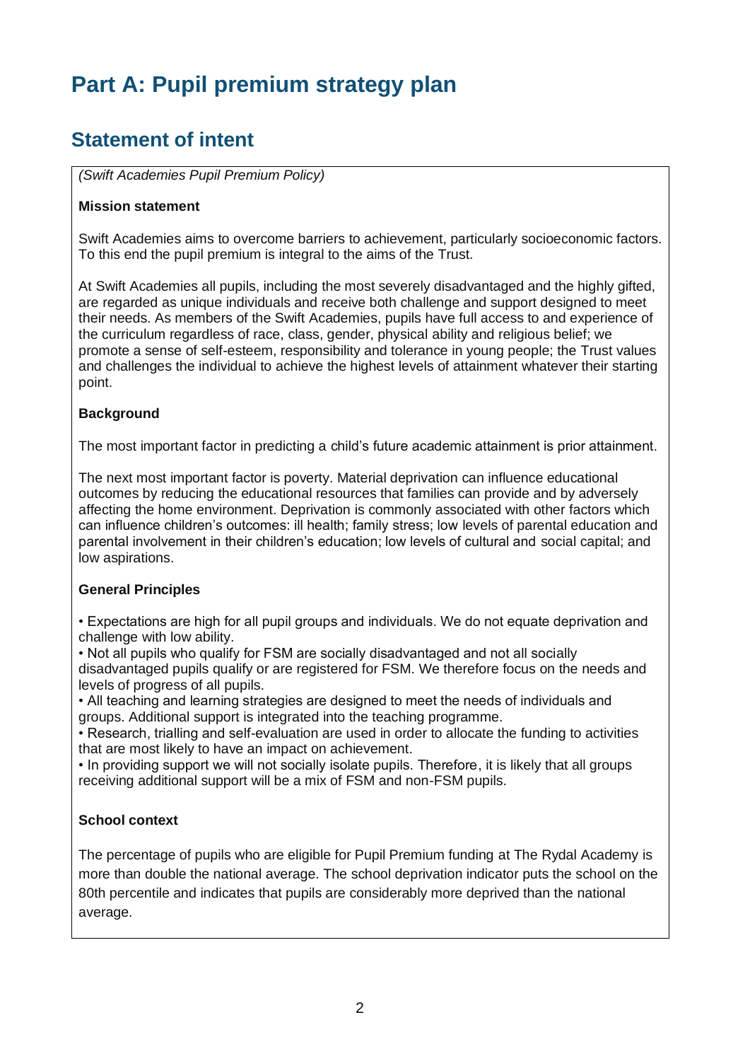# Part A: Pupil premium strategy plan

## Statement of intent

*(Swift Academies Pupil Premium Policy)*

**Mission statement**

Swift Academies aims to overcome barriers to achievement, particularly socioeconomic factors. To this end the pupil premium is integral to the aims of the Trust.

At Swift Academies all pupils, including the most severely disadvantaged and the highly gifted, are regarded as unique individuals and receive both challenge and support designed to meet their needs. As members of the Swift Academies, pupils have full access to and experience of the curriculum regardless of race, class, gender, physical ability and religious belief; we promote a sense of self-esteem, responsibility and tolerance in young people; the Trust values and challenges the individual to achieve the highest levels of attainment whatever their starting point.

**Background**

The most important factor in predicting a child's future academic attainment is prior attainment.

The next most important factor is poverty. Material deprivation can influence educational outcomes by reducing the educational resources that families can provide and by adversely affecting the home environment. Deprivation is commonly associated with other factors which can influence children's outcomes: ill health; family stress; low levels of parental education and parental involvement in their children's education; low levels of cultural and social capital; and low aspirations.

**General Principles**

- Expectations are high for all pupil groups and individuals. We do not equate deprivation and challenge with low ability.
- Not all pupils who qualify for FSM are socially disadvantaged and not all socially disadvantaged pupils qualify or are registered for FSM. We therefore focus on the needs and levels of progress of all pupils.
- All teaching and learning strategies are designed to meet the needs of individuals and groups. Additional support is integrated into the teaching programme.
- Research, trialling and self-evaluation are used in order to allocate the funding to activities that are most likely to have an impact on achievement.
- In providing support we will not socially isolate pupils. Therefore, it is likely that all groups receiving additional support will be a mix of FSM and non-FSM pupils.

**School context**

The percentage of pupils who are eligible for Pupil Premium funding at The Rydal Academy is more than double the national average. The school deprivation indicator puts the school on the 80th percentile and indicates that pupils are considerably more deprived than the national average.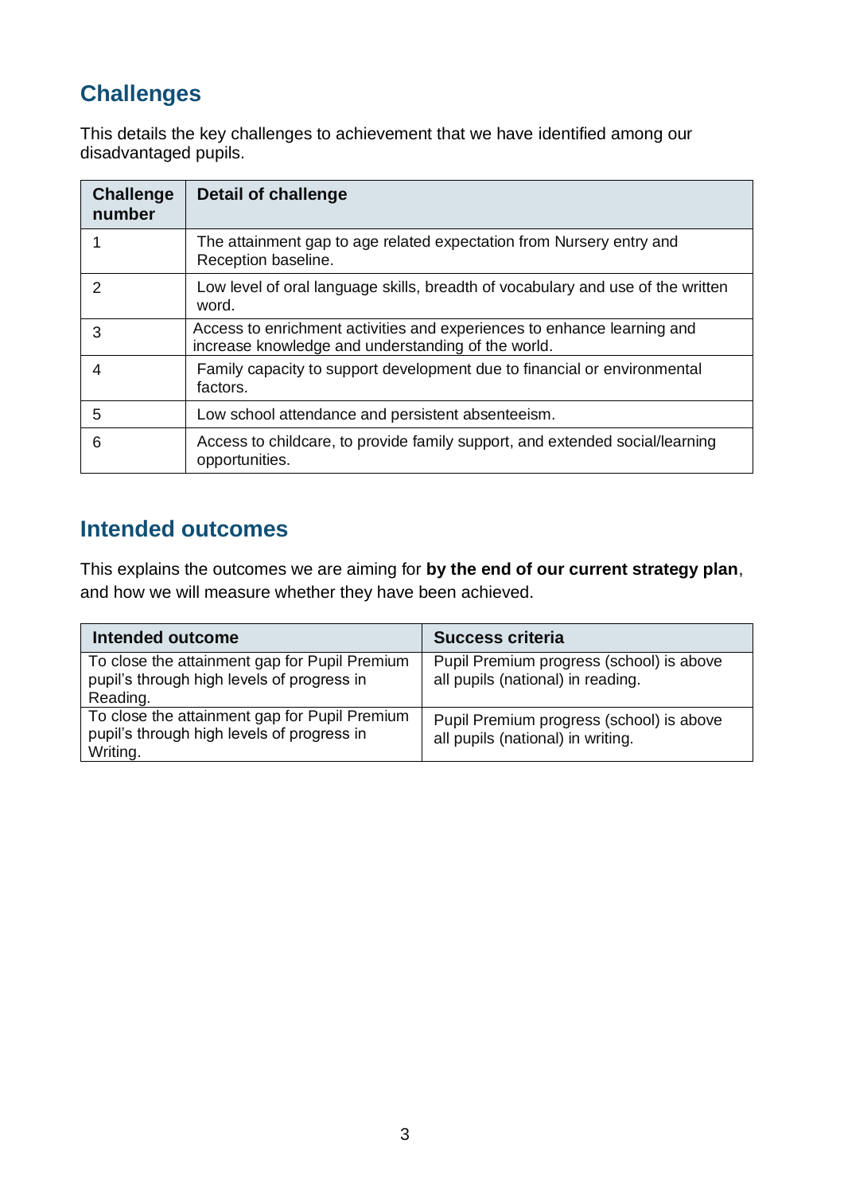## Challenges

This details the key challenges to achievement that we have identified among our disadvantaged pupils.

| Challenge number | Detail of challenge |
|---|---|
| 1 | The attainment gap to age related expectation from Nursery entry and Reception baseline. |
| 2 | Low level of oral language skills, breadth of vocabulary and use of the written word. |
| 3 | Access to enrichment activities and experiences to enhance learning and increase knowledge and understanding of the world. |
| 4 | Family capacity to support development due to financial or environmental factors. |
| 5 | Low school attendance and persistent absenteeism. |
| 6 | Access to childcare, to provide family support, and extended social/learning opportunities. |

## Intended outcomes

This explains the outcomes we are aiming for **by the end of our current strategy plan**, and how we will measure whether they have been achieved.

| Intended outcome | Success criteria |
|---|---|
| To close the attainment gap for Pupil Premium pupil's through high levels of progress in Reading. | Pupil Premium progress (school) is above all pupils (national) in reading. |
| To close the attainment gap for Pupil Premium pupil's through high levels of progress in Writing. | Pupil Premium progress (school) is above all pupils (national) in writing. |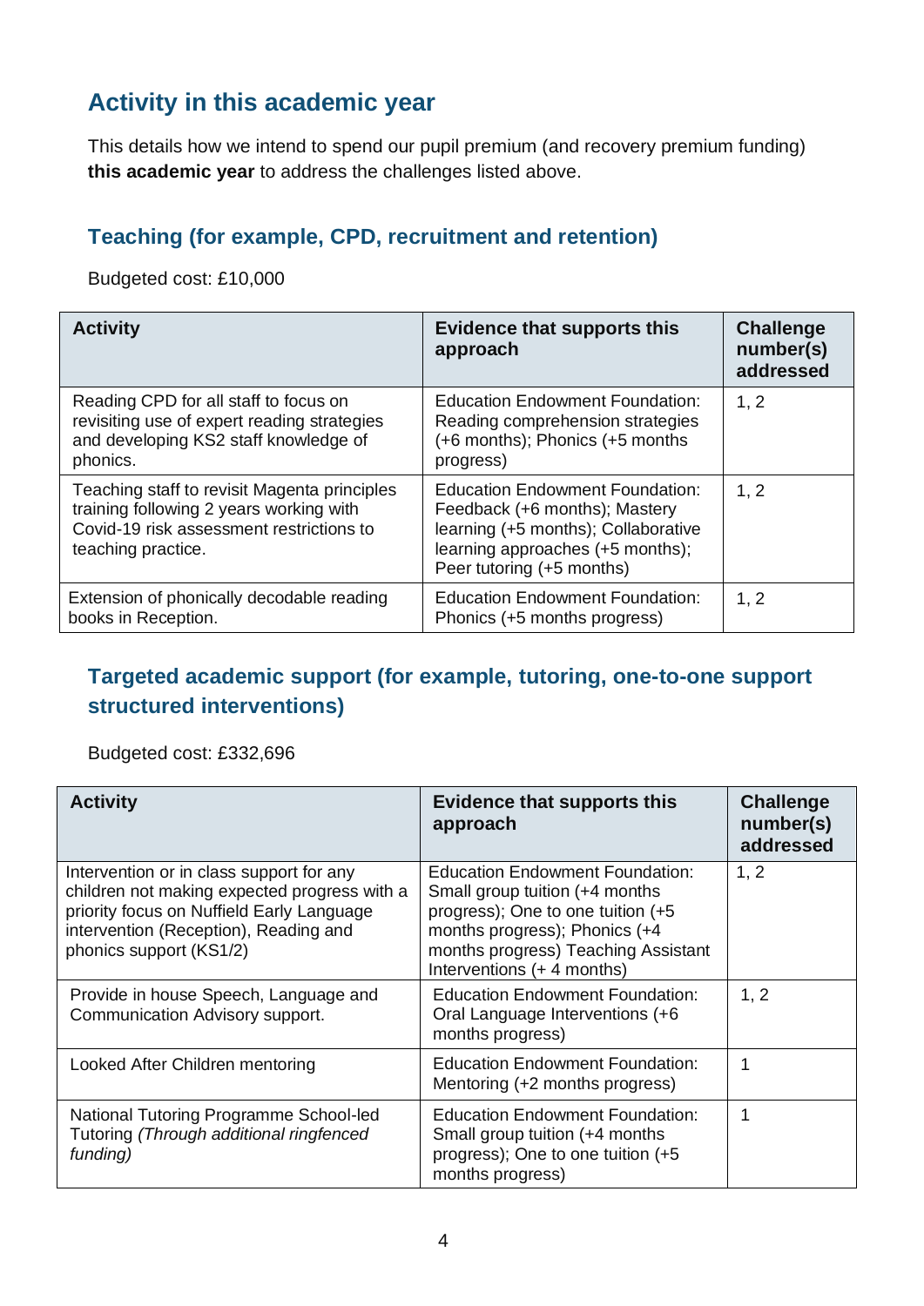## Activity in this academic year

This details how we intend to spend our pupil premium (and recovery premium funding) **this academic year** to address the challenges listed above.

### Teaching (for example, CPD, recruitment and retention)

Budgeted cost: £10,000

| Activity | Evidence that supports this approach | Challenge number(s) addressed |
|---|---|---|
| Reading CPD for all staff to focus on revisiting use of expert reading strategies and developing KS2 staff knowledge of phonics. | Education Endowment Foundation: Reading comprehension strategies (+6 months); Phonics (+5 months progress) | 1, 2 |
| Teaching staff to revisit Magenta principles training following 2 years working with Covid-19 risk assessment restrictions to teaching practice. | Education Endowment Foundation: Feedback (+6 months); Mastery learning (+5 months); Collaborative learning approaches (+5 months); Peer tutoring (+5 months) | 1, 2 |
| Extension of phonically decodable reading books in Reception. | Education Endowment Foundation: Phonics (+5 months progress) | 1, 2 |

### Targeted academic support (for example, tutoring, one-to-one support structured interventions)

Budgeted cost: £332,696

| Activity | Evidence that supports this approach | Challenge number(s) addressed |
|---|---|---|
| Intervention or in class support for any children not making expected progress with a priority focus on Nuffield Early Language intervention (Reception), Reading and phonics support (KS1/2) | Education Endowment Foundation: Small group tuition (+4 months progress); One to one tuition (+5 months progress); Phonics (+4 months progress) Teaching Assistant Interventions (+ 4 months) | 1, 2 |
| Provide in house Speech, Language and Communication Advisory support. | Education Endowment Foundation: Oral Language Interventions (+6 months progress) | 1, 2 |
| Looked After Children mentoring | Education Endowment Foundation: Mentoring (+2 months progress) | 1 |
| National Tutoring Programme School-led Tutoring *(Through additional ringfenced funding)* | Education Endowment Foundation: Small group tuition (+4 months progress); One to one tuition (+5 months progress) | 1 |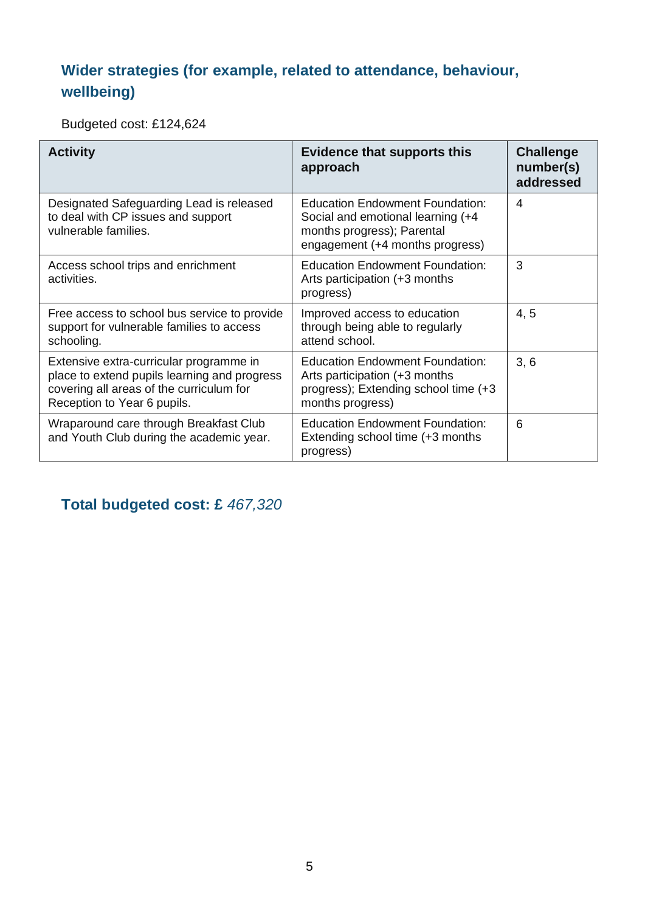## Wider strategies (for example, related to attendance, behaviour, wellbeing)

Budgeted cost: £124,624

| Activity | Evidence that supports this approach | Challenge number(s) addressed |
|---|---|---|
| Designated Safeguarding Lead is released to deal with CP issues and support vulnerable families. | Education Endowment Foundation: Social and emotional learning (+4 months progress); Parental engagement (+4 months progress) | 4 |
| Access school trips and enrichment activities. | Education Endowment Foundation: Arts participation (+3 months progress) | 3 |
| Free access to school bus service to provide support for vulnerable families to access schooling. | Improved access to education through being able to regularly attend school. | 4, 5 |
| Extensive extra-curricular programme in place to extend pupils learning and progress covering all areas of the curriculum for Reception to Year 6 pupils. | Education Endowment Foundation: Arts participation (+3 months progress); Extending school time (+3 months progress) | 3, 6 |
| Wraparound care through Breakfast Club and Youth Club during the academic year. | Education Endowment Foundation: Extending school time (+3 months progress) | 6 |

## Total budgeted cost: £ *467,320*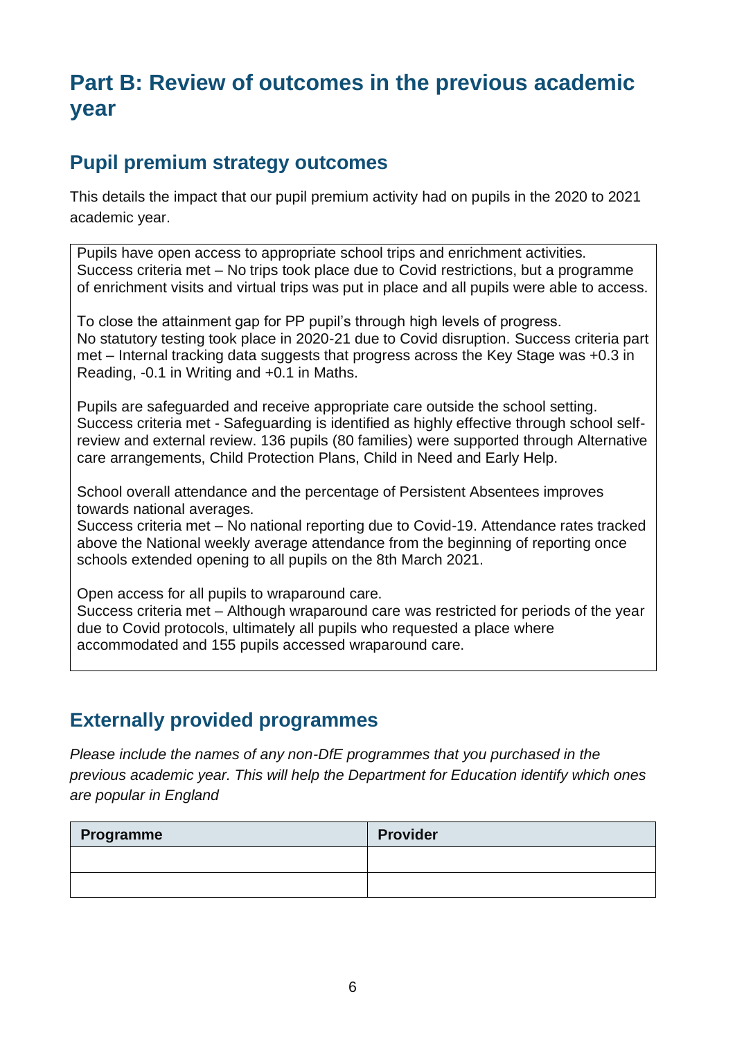# Part B: Review of outcomes in the previous academic year

## Pupil premium strategy outcomes

This details the impact that our pupil premium activity had on pupils in the 2020 to 2021 academic year.

Pupils have open access to appropriate school trips and enrichment activities.
Success criteria met – No trips took place due to Covid restrictions, but a programme of enrichment visits and virtual trips was put in place and all pupils were able to access.

To close the attainment gap for PP pupil's through high levels of progress.
No statutory testing took place in 2020-21 due to Covid disruption. Success criteria part met – Internal tracking data suggests that progress across the Key Stage was +0.3 in Reading, -0.1 in Writing and +0.1 in Maths.

Pupils are safeguarded and receive appropriate care outside the school setting.
Success criteria met - Safeguarding is identified as highly effective through school self-review and external review. 136 pupils (80 families) were supported through Alternative care arrangements, Child Protection Plans, Child in Need and Early Help.

School overall attendance and the percentage of Persistent Absentees improves towards national averages.
Success criteria met – No national reporting due to Covid-19. Attendance rates tracked above the National weekly average attendance from the beginning of reporting once schools extended opening to all pupils on the 8th March 2021.

Open access for all pupils to wraparound care.
Success criteria met – Although wraparound care was restricted for periods of the year due to Covid protocols, ultimately all pupils who requested a place where accommodated and 155 pupils accessed wraparound care.

## Externally provided programmes

*Please include the names of any non-DfE programmes that you purchased in the previous academic year. This will help the Department for Education identify which ones are popular in England*

| Programme | Provider |
|---|---|
| | |
| | |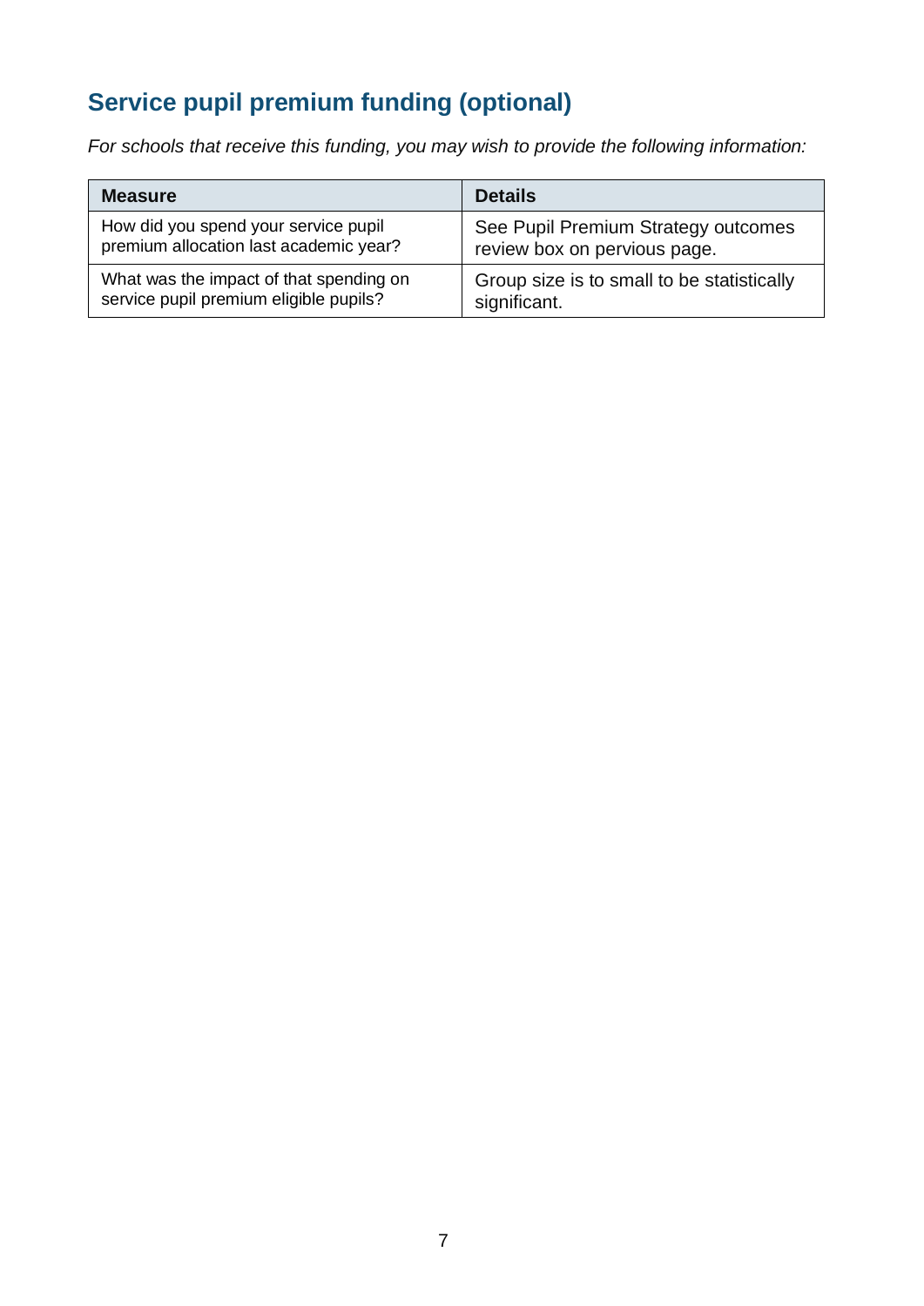## Service pupil premium funding (optional)

*For schools that receive this funding, you may wish to provide the following information:*

| Measure | Details |
| --- | --- |
| How did you spend your service pupil premium allocation last academic year? | See Pupil Premium Strategy outcomes review box on pervious page. |
| What was the impact of that spending on service pupil premium eligible pupils? | Group size is to small to be statistically significant. |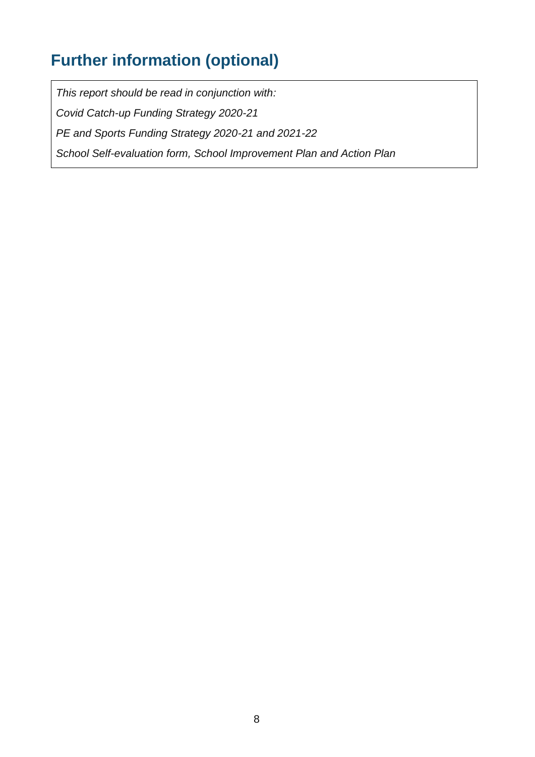## Further information (optional)

*This report should be read in conjunction with:*

*Covid Catch-up Funding Strategy 2020-21*

*PE and Sports Funding Strategy 2020-21 and 2021-22*

*School Self-evaluation form, School Improvement Plan and Action Plan*